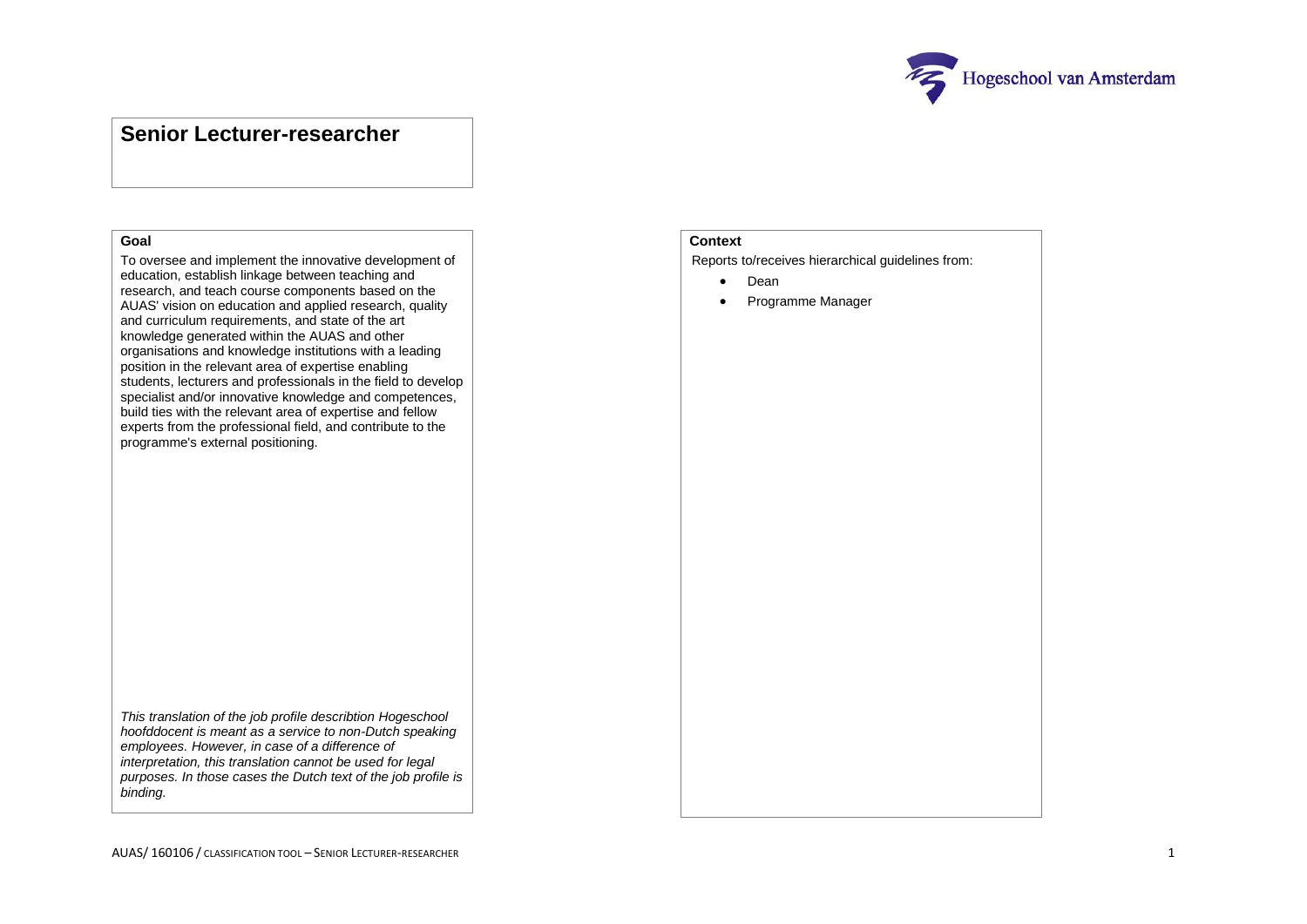# Senior Lecturer-researcher

**Goal**

To oversee and implement the innovative development of education, establish linkage between teaching and research, and teach course components based on the AUAS' vision on education and applied research, quality and curriculum requirements, and state of the art knowledge generated within the AUAS and other organisations and knowledge institutions with a leading position in the relevant area of expertise enabling students, lecturers and professionals in the field to develop specialist and/or innovative knowledge and competences, build ties with the relevant area of expertise and fellow experts from the professional field, and contribute to the programme's external positioning.

*This translation of the job profile describtion Hogeschool hoofddocent is meant as a service to non-Dutch speaking employees. However, in case of a difference of interpretation, this translation cannot be used for legal purposes. In those cases the Dutch text of the job profile is binding.*

**Context**

Reports to/receives hierarchical guidelines from:

- Dean
- Programme Manager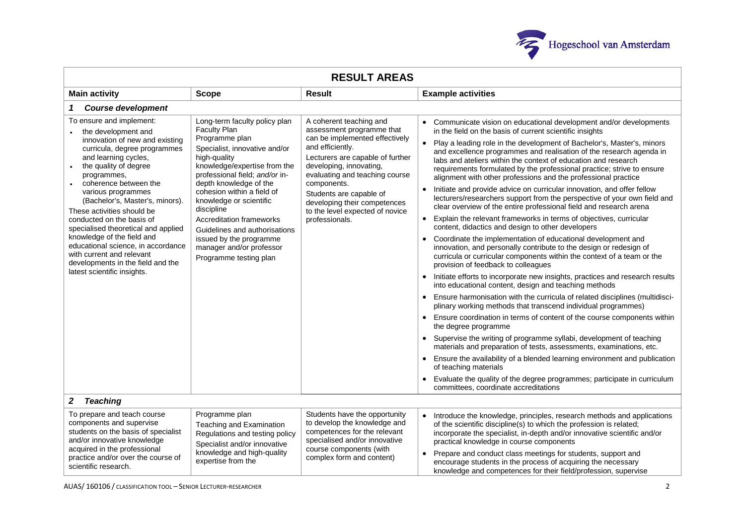| RESULT AREAS | | | |
|---|---|---|---|
| **Main activity** | **Scope** | **Result** | **Example activities** |
| ***1 Course development*** | | | |
| To ensure and implement:<br>• the development and innovation of new and existing curricula, degree programmes and learning cycles,<br>• the quality of degree programmes,<br>• coherence between the various programmes (Bachelor's, Master's, minors).<br>These activities should be conducted on the basis of specialised theoretical and applied knowledge of the field and educational science, in accordance with current and relevant developments in the field and the latest scientific insights. | Long-term faculty policy plan<br>Faculty Plan<br>Programme plan<br>Specialist, innovative and/or high-quality knowledge/expertise from the professional field; *and/or* in-depth knowledge of the cohesion within a field of knowledge or scientific discipline<br>Accreditation frameworks<br>Guidelines and authorisations issued by the programme manager and/or professor<br>Programme testing plan | A coherent teaching and assessment programme that can be implemented effectively and efficiently.<br>Lecturers are capable of further developing, innovating, evaluating and teaching course components.<br>Students are capable of developing their competences to the level expected of novice professionals. | • Communicate vision on educational development and/or developments in the field on the basis of current scientific insights<br>• Play a leading role in the development of Bachelor's, Master's, minors and excellence programmes and realisation of the research agenda in labs and ateliers within the context of education and research requirements formulated by the professional practice; strive to ensure alignment with other professions and the professional practice<br>• Initiate and provide advice on curricular innovation, and offer fellow lecturers/researchers support from the perspective of your own field and clear overview of the entire professional field and research arena<br>• Explain the relevant frameworks in terms of objectives, curricular content, didactics and design to other developers<br>• Coordinate the implementation of educational development and innovation, and personally contribute to the design or redesign of curricula or curricular components within the context of a team or the provision of feedback to colleagues<br>• Initiate efforts to incorporate new insights, practices and research results into educational content, design and teaching methods<br>• Ensure harmonisation with the curricula of related disciplines (multidisciplinary working methods that transcend individual programmes)<br>• Ensure coordination in terms of content of the course components within the degree programme<br>• Supervise the writing of programme syllabi, development of teaching materials and preparation of tests, assessments, examinations, etc.<br>• Ensure the availability of a blended learning environment and publication of teaching materials<br>• Evaluate the quality of the degree programmes; participate in curriculum committees, coordinate accreditations |
| ***2 Teaching*** | | | |
| To prepare and teach course components and supervise students on the basis of specialist and/or innovative knowledge acquired in the professional practice and/or over the course of scientific research. | Programme plan<br>Teaching and Examination Regulations and testing policy<br>Specialist and/or innovative knowledge and high-quality expertise from the | Students have the opportunity to develop the knowledge and competences for the relevant specialised and/or innovative course components (with complex form and content) | • Introduce the knowledge, principles, research methods and applications of the scientific discipline(s) to which the profession is related; incorporate the specialist, in-depth and/or innovative scientific and/or practical knowledge in course components<br>• Prepare and conduct class meetings for students, support and encourage students in the process of acquiring the necessary knowledge and competences for their field/profession, supervise |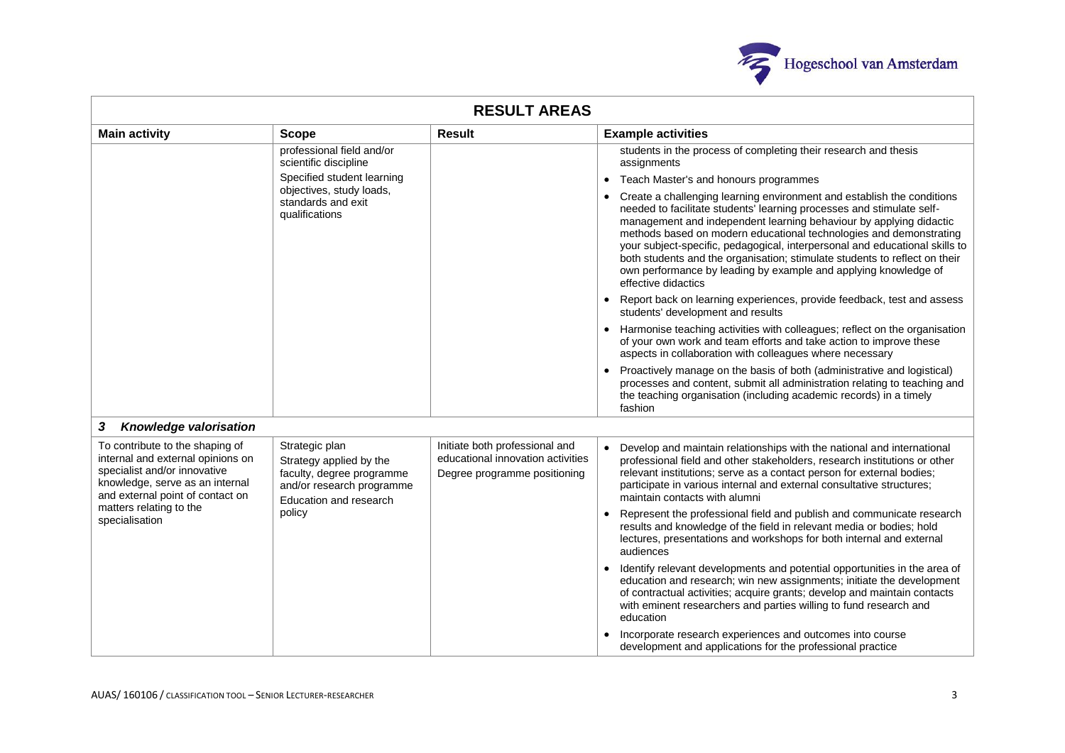| RESULT AREAS | | | |
|---|---|---|---|
| **Main activity** | **Scope** | **Result** | **Example activities** |
| | professional field and/or scientific discipline<br>Specified student learning objectives, study loads, standards and exit qualifications | | students in the process of completing their research and thesis assignments<br>• Teach Master's and honours programmes<br>• Create a challenging learning environment and establish the conditions needed to facilitate students' learning processes and stimulate self-management and independent learning behaviour by applying didactic methods based on modern educational technologies and demonstrating your subject-specific, pedagogical, interpersonal and educational skills to both students and the organisation; stimulate students to reflect on their own performance by leading by example and applying knowledge of effective didactics<br>• Report back on learning experiences, provide feedback, test and assess students' development and results<br>• Harmonise teaching activities with colleagues; reflect on the organisation of your own work and team efforts and take action to improve these aspects in collaboration with colleagues where necessary<br>• Proactively manage on the basis of both (administrative and logistical) processes and content, submit all administration relating to teaching and the teaching organisation (including academic records) in a timely fashion |
| ***3 Knowledge valorisation*** | | | |
| To contribute to the shaping of internal and external opinions on specialist and/or innovative knowledge, serve as an internal and external point of contact on matters relating to the specialisation | Strategic plan<br>Strategy applied by the faculty, degree programme and/or research programme<br>Education and research policy | Initiate both professional and educational innovation activities<br>Degree programme positioning | • Develop and maintain relationships with the national and international professional field and other stakeholders, research institutions or other relevant institutions; serve as a contact person for external bodies; participate in various internal and external consultative structures; maintain contacts with alumni<br>• Represent the professional field and publish and communicate research results and knowledge of the field in relevant media or bodies; hold lectures, presentations and workshops for both internal and external audiences<br>• Identify relevant developments and potential opportunities in the area of education and research; win new assignments; initiate the development of contractual activities; acquire grants; develop and maintain contacts with eminent researchers and parties willing to fund research and education<br>• Incorporate research experiences and outcomes into course development and applications for the professional practice |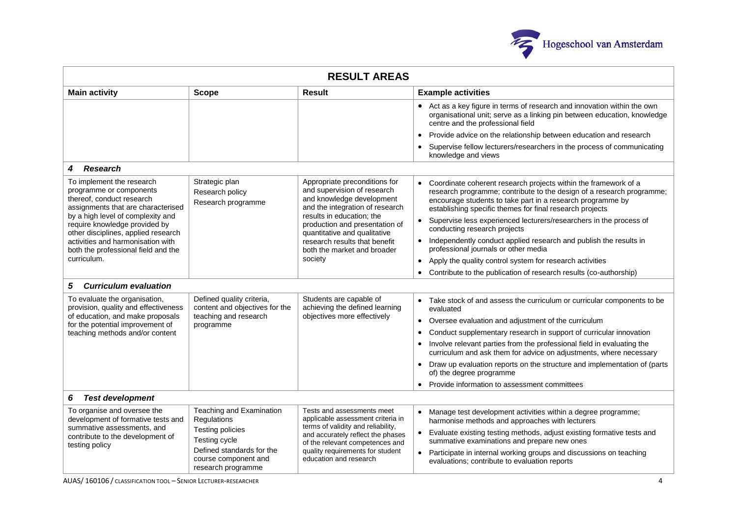| RESULT AREAS | | | |
|---|---|---|---|
| **Main activity** | **Scope** | **Result** | **Example activities** |
| | | | • Act as a key figure in terms of research and innovation within the own organisational unit; serve as a linking pin between education, knowledge centre and the professional field<br>• Provide advice on the relationship between education and research<br>• Supervise fellow lecturers/researchers in the process of communicating knowledge and views |
| ***4 Research*** | | | |
| To implement the research programme or components thereof, conduct research assignments that are characterised by a high level of complexity and require knowledge provided by other disciplines, applied research activities and harmonisation with both the professional field and the curriculum. | Strategic plan<br>Research policy<br>Research programme | Appropriate preconditions for and supervision of research and knowledge development and the integration of research results in education; the production and presentation of quantitative and qualitative research results that benefit both the market and broader society | • Coordinate coherent research projects within the framework of a research programme; contribute to the design of a research programme; encourage students to take part in a research programme by establishing specific themes for final research projects<br>• Supervise less experienced lecturers/researchers in the process of conducting research projects<br>• Independently conduct applied research and publish the results in professional journals or other media<br>• Apply the quality control system for research activities<br>• Contribute to the publication of research results (co-authorship) |
| ***5 Curriculum evaluation*** | | | |
| To evaluate the organisation, provision, quality and effectiveness of education, and make proposals for the potential improvement of teaching methods and/or content | Defined quality criteria, content and objectives for the teaching and research programme | Students are capable of achieving the defined learning objectives more effectively | • Take stock of and assess the curriculum or curricular components to be evaluated<br>• Oversee evaluation and adjustment of the curriculum<br>• Conduct supplementary research in support of curricular innovation<br>• Involve relevant parties from the professional field in evaluating the curriculum and ask them for advice on adjustments, where necessary<br>• Draw up evaluation reports on the structure and implementation of (parts of) the degree programme<br>• Provide information to assessment committees |
| ***6 Test development*** | | | |
| To organise and oversee the development of formative tests and summative assessments, and contribute to the development of testing policy | Teaching and Examination Regulations<br>Testing policies<br>Testing cycle<br>Defined standards for the course component and research programme | Tests and assessments meet applicable assessment criteria in terms of validity and reliability, and accurately reflect the phases of the relevant competences and quality requirements for student education and research | • Manage test development activities within a degree programme; harmonise methods and approaches with lecturers<br>• Evaluate existing testing methods, adjust existing formative tests and summative examinations and prepare new ones<br>• Participate in internal working groups and discussions on teaching evaluations; contribute to evaluation reports |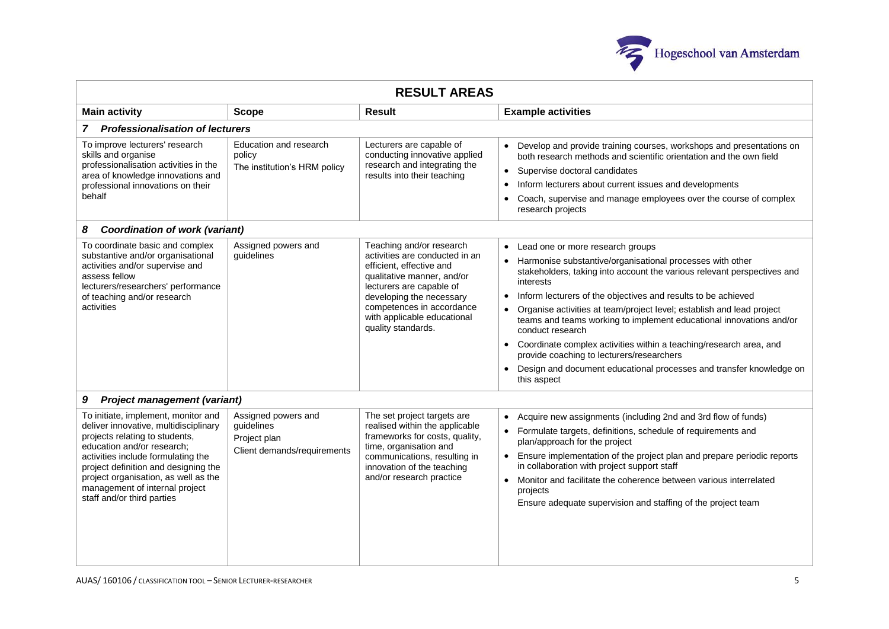| RESULT AREAS | | | |
|---|---|---|---|
| **Main activity** | **Scope** | **Result** | **Example activities** |
| ***7 Professionalisation of lecturers*** | | | |
| To improve lecturers' research skills and organise professionalisation activities in the area of knowledge innovations and professional innovations on their behalf | Education and research policy<br>The institution's HRM policy | Lecturers are capable of conducting innovative applied research and integrating the results into their teaching | • Develop and provide training courses, workshops and presentations on both research methods and scientific orientation and the own field<br>• Supervise doctoral candidates<br>• Inform lecturers about current issues and developments<br>• Coach, supervise and manage employees over the course of complex research projects |
| ***8 Coordination of work (variant)*** | | | |
| To coordinate basic and complex substantive and/or organisational activities and/or supervise and assess fellow lecturers/researchers' performance of teaching and/or research activities | Assigned powers and guidelines | Teaching and/or research activities are conducted in an efficient, effective and qualitative manner, and/or lecturers are capable of developing the necessary competences in accordance with applicable educational quality standards. | • Lead one or more research groups<br>• Harmonise substantive/organisational processes with other stakeholders, taking into account the various relevant perspectives and interests<br>• Inform lecturers of the objectives and results to be achieved<br>• Organise activities at team/project level; establish and lead project teams and teams working to implement educational innovations and/or conduct research<br>• Coordinate complex activities within a teaching/research area, and provide coaching to lecturers/researchers<br>• Design and document educational processes and transfer knowledge on this aspect |
| ***9 Project management (variant)*** | | | |
| To initiate, implement, monitor and deliver innovative, multidisciplinary projects relating to students, education and/or research; activities include formulating the project definition and designing the project organisation, as well as the management of internal project staff and/or third parties | Assigned powers and guidelines<br>Project plan<br>Client demands/requirements | The set project targets are realised within the applicable frameworks for costs, quality, time, organisation and communications, resulting in innovation of the teaching and/or research practice | • Acquire new assignments (including 2nd and 3rd flow of funds)<br>• Formulate targets, definitions, schedule of requirements and plan/approach for the project<br>• Ensure implementation of the project plan and prepare periodic reports in collaboration with project support staff<br>• Monitor and facilitate the coherence between various interrelated projects<br>Ensure adequate supervision and staffing of the project team |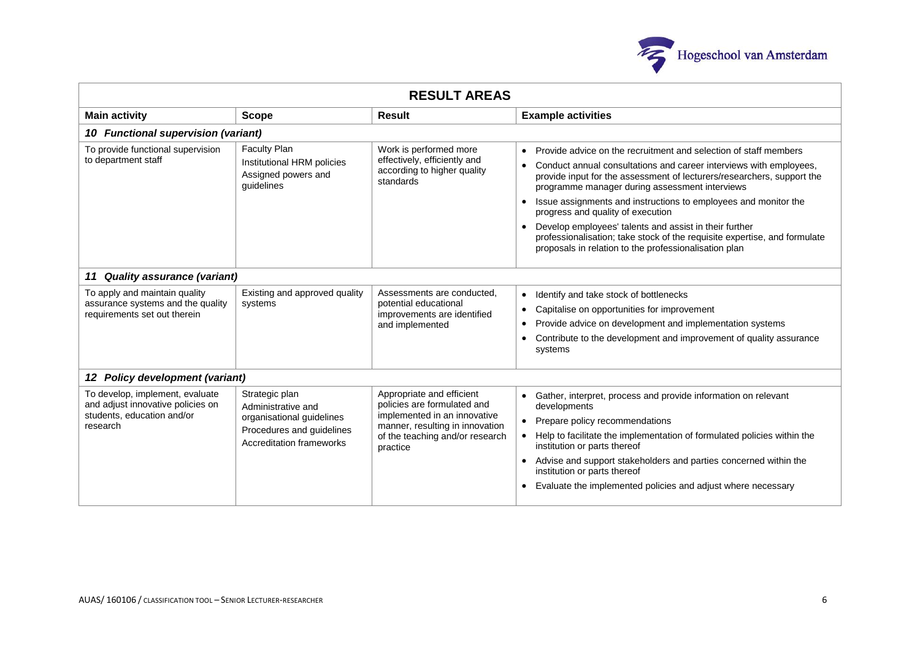| RESULT AREAS | | | |
|---|---|---|---|
| **Main activity** | **Scope** | **Result** | **Example activities** |
| ***10 Functional supervision (variant)*** | | | |
| To provide functional supervision to department staff | Faculty Plan<br>Institutional HRM policies<br>Assigned powers and guidelines | Work is performed more effectively, efficiently and according to higher quality standards | • Provide advice on the recruitment and selection of staff members<br>• Conduct annual consultations and career interviews with employees, provide input for the assessment of lecturers/researchers, support the programme manager during assessment interviews<br>• Issue assignments and instructions to employees and monitor the progress and quality of execution<br>• Develop employees' talents and assist in their further professionalisation; take stock of the requisite expertise, and formulate proposals in relation to the professionalisation plan |
| ***11 Quality assurance (variant)*** | | | |
| To apply and maintain quality assurance systems and the quality requirements set out therein | Existing and approved quality systems | Assessments are conducted, potential educational improvements are identified and implemented | • Identify and take stock of bottlenecks<br>• Capitalise on opportunities for improvement<br>• Provide advice on development and implementation systems<br>• Contribute to the development and improvement of quality assurance systems |
| ***12 Policy development (variant)*** | | | |
| To develop, implement, evaluate and adjust innovative policies on students, education and/or research | Strategic plan<br>Administrative and organisational guidelines<br>Procedures and guidelines<br>Accreditation frameworks | Appropriate and efficient policies are formulated and implemented in an innovative manner, resulting in innovation of the teaching and/or research practice | • Gather, interpret, process and provide information on relevant developments<br>• Prepare policy recommendations<br>• Help to facilitate the implementation of formulated policies within the institution or parts thereof<br>• Advise and support stakeholders and parties concerned within the institution or parts thereof<br>• Evaluate the implemented policies and adjust where necessary |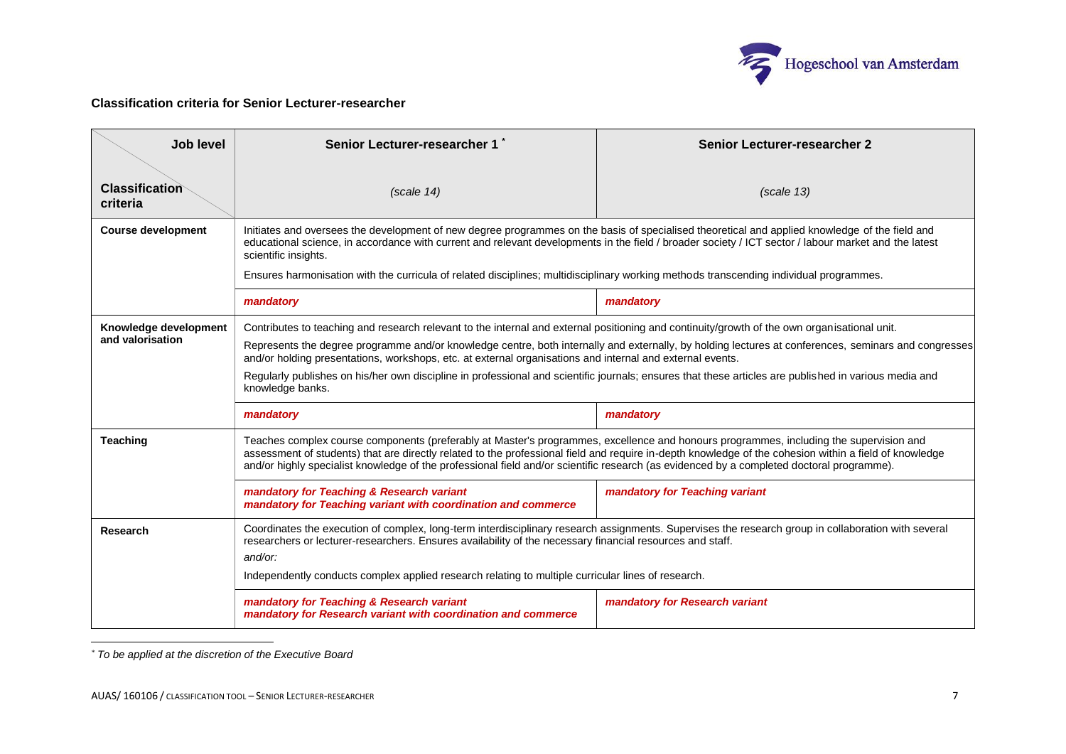## Classification criteria for Senior Lecturer-researcher

| Job level / Classification criteria | Senior Lecturer-researcher 1 [*] (scale 14) | Senior Lecturer-researcher 2 (scale 13) |
|---|---|---|
| **Course development** | Initiates and oversees the development of new degree programmes on the basis of specialised theoretical and applied knowledge of the field and educational science, in accordance with current and relevant developments in the field / broader society / ICT sector / labour market and the latest scientific insights. Ensures harmonisation with the curricula of related disciplines; multidisciplinary working methods transcending individual programmes. | |
| | ***mandatory*** | ***mandatory*** |
| **Knowledge development and valorisation** | Contributes to teaching and research relevant to the internal and external positioning and continuity/growth of the own organisational unit. Represents the degree programme and/or knowledge centre, both internally and externally, by holding lectures at conferences, seminars and congresses and/or holding presentations, workshops, etc. at external organisations and internal and external events. Regularly publishes on his/her own discipline in professional and scientific journals; ensures that these articles are published in various media and knowledge banks. | |
| | ***mandatory*** | ***mandatory*** |
| **Teaching** | Teaches complex course components (preferably at Master's programmes, excellence and honours programmes, including the supervision and assessment of students) that are directly related to the professional field and require in-depth knowledge of the cohesion within a field of knowledge and/or highly specialist knowledge of the professional field and/or scientific research (as evidenced by a completed doctoral programme). | |
| | ***mandatory for Teaching & Research variant*** ***mandatory for Teaching variant with coordination and commerce*** | ***mandatory for Teaching variant*** |
| **Research** | Coordinates the execution of complex, long-term interdisciplinary research assignments. Supervises the research group in collaboration with several researchers or lecturer-researchers. Ensures availability of the necessary financial resources and staff. *and/or:* Independently conducts complex applied research relating to multiple curricular lines of research. | |
| | ***mandatory for Teaching & Research variant*** ***mandatory for Research variant with coordination and commerce*** | ***mandatory for Research variant*** |

[*] *To be applied at the discretion of the Executive Board*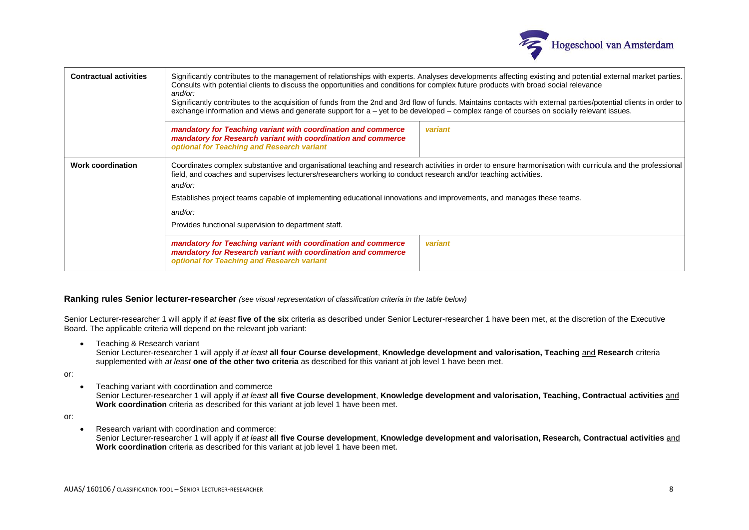| | | |
|---|---|---|
| **Contractual activities** | Significantly contributes to the management of relationships with experts. Analyses developments affecting existing and potential external market parties. Consults with potential clients to discuss the opportunities and conditions for complex future products with broad social relevance<br>*and/or:*<br>Significantly contributes to the acquisition of funds from the 2nd and 3rd flow of funds. Maintains contacts with external parties/potential clients in order to exchange information and views and generate support for a – yet to be developed – complex range of courses on socially relevant issues. | |
| | ***mandatory for Teaching variant with coordination and commerce***<br>***mandatory for Research variant with coordination and commerce***<br>***optional for Teaching and Research variant*** | ***variant*** |
| **Work coordination** | Coordinates complex substantive and organisational teaching and research activities in order to ensure harmonisation with curricula and the professional field, and coaches and supervises lecturers/researchers working to conduct research and/or teaching activities.<br>*and/or:*<br>Establishes project teams capable of implementing educational innovations and improvements, and manages these teams.<br>*and/or:*<br>Provides functional supervision to department staff. | |
| | ***mandatory for Teaching variant with coordination and commerce***<br>***mandatory for Research variant with coordination and commerce***<br>***optional for Teaching and Research variant*** | ***variant*** |

**Ranking rules Senior lecturer-researcher** *(see visual representation of classification criteria in the table below)*

Senior Lecturer-researcher 1 will apply if *at least* **five of the six** criteria as described under Senior Lecturer-researcher 1 have been met, at the discretion of the Executive Board. The applicable criteria will depend on the relevant job variant:

- Teaching & Research variant
  Senior Lecturer-researcher 1 will apply if *at least* **all four Course development**, **Knowledge development and valorisation, Teaching** and **Research** criteria supplemented with *at least* **one of the other two criteria** as described for this variant at job level 1 have been met.

or:

- Teaching variant with coordination and commerce
  Senior Lecturer-researcher 1 will apply if *at least* **all five Course development**, **Knowledge development and valorisation, Teaching, Contractual activities** and **Work coordination** criteria as described for this variant at job level 1 have been met.

or:

- Research variant with coordination and commerce:
  Senior Lecturer-researcher 1 will apply if *at least* **all five Course development**, **Knowledge development and valorisation, Research, Contractual activities** and **Work coordination** criteria as described for this variant at job level 1 have been met.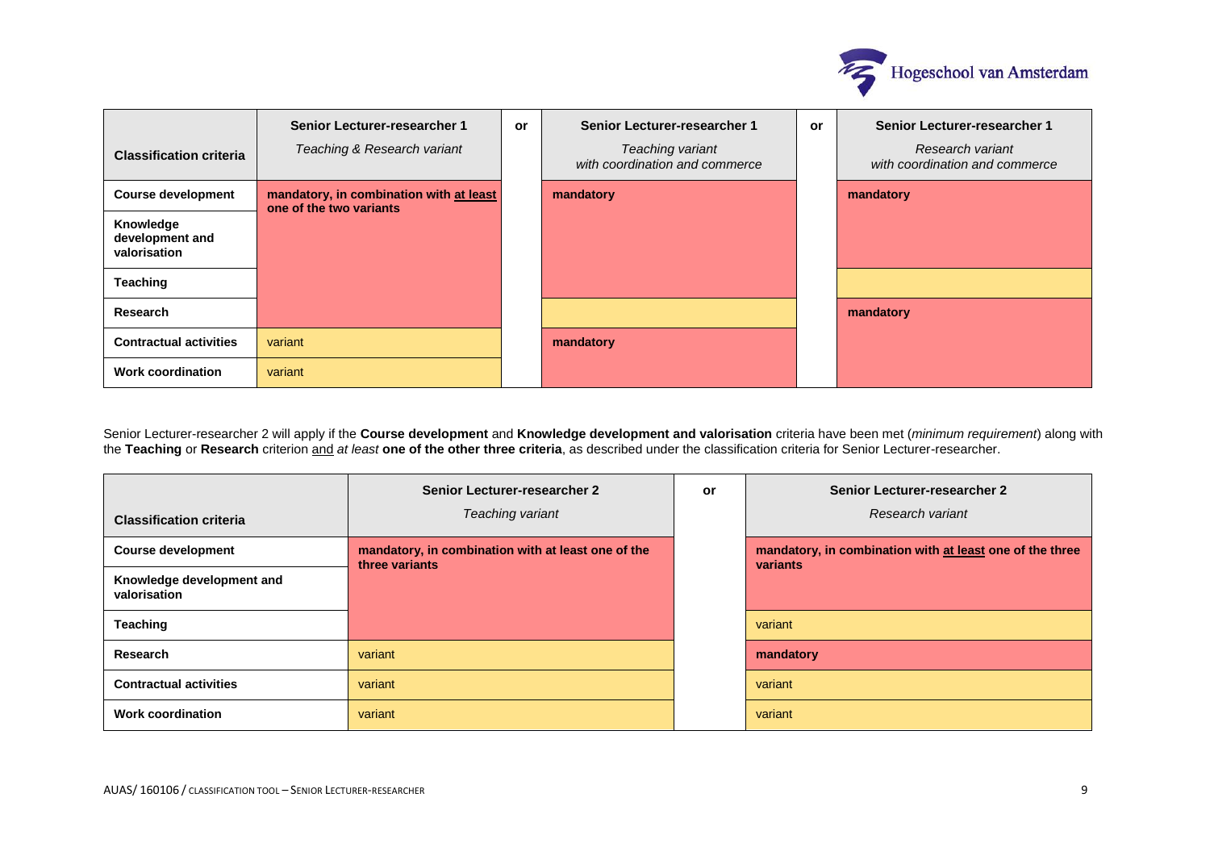| Classification criteria | **Senior Lecturer-researcher 1** *Teaching & Research variant* | **or** | **Senior Lecturer-researcher 1** *Teaching variant with coordination and commerce* | **or** | **Senior Lecturer-researcher 1** *Research variant with coordination and commerce* |
|---|---|---|---|---|---|
| **Course development** | **mandatory, in combination with at least one of the two variants** | | **mandatory** | | **mandatory** |
| **Knowledge development and valorisation** | | | | | |
| **Teaching** | | | | | |
| **Research** | | | | | **mandatory** |
| **Contractual activities** | variant | | **mandatory** | | |
| **Work coordination** | variant | | | | |

Senior Lecturer-researcher 2 will apply if the **Course development** and **Knowledge development and valorisation** criteria have been met (*minimum requirement*) along with the **Teaching** or **Research** criterion and *at least* **one of the other three criteria**, as described under the classification criteria for Senior Lecturer-researcher.

| Classification criteria | **Senior Lecturer-researcher 2** *Teaching variant* | **or** | **Senior Lecturer-researcher 2** *Research variant* |
|---|---|---|---|
| **Course development** | **mandatory, in combination with at least one of the three variants** | | **mandatory, in combination with at least one of the three variants** |
| **Knowledge development and valorisation** | | | |
| **Teaching** | | | variant |
| **Research** | variant | | **mandatory** |
| **Contractual activities** | variant | | variant |
| **Work coordination** | variant | | variant |